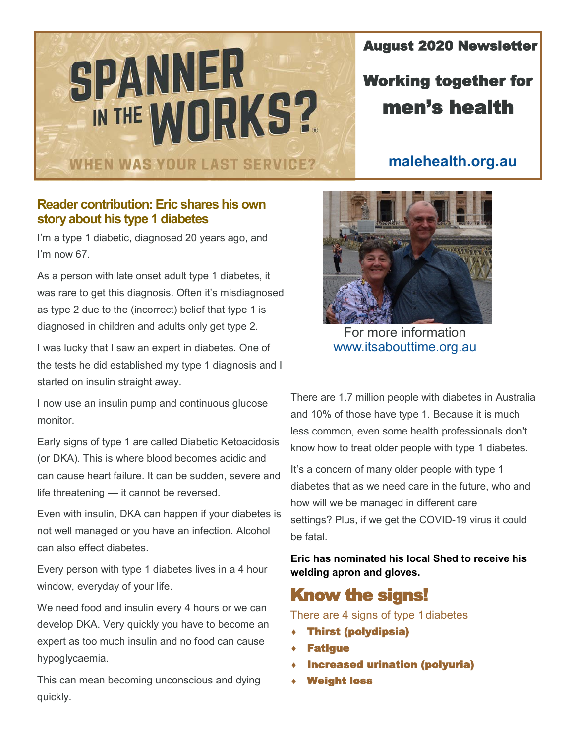# SPANNER IN THE WORKS?

WHEN WAS YOUR LAST SERVICE?

**August 2020 Newsletter**

## Working together for men's health

malehealth.org.au

## Reader contribution: Eric shares his own story about his type 1 diabetes

I'm a type 1 diabetic, diagnosed 20 years ago, and I'm now 67.

As a person with late onset adult type 1 diabetes, it was rare to get this diagnosis. Often it's misdiagnosed as type 2 due to the (incorrect) belief that type 1 is diagnosed in children and adults only get type 2.

I was lucky that I saw an expert in diabetes. One of the tests he did established my type 1 diagnosis and I started on insulin straight away.

I now use an insulin pump and continuous glucose monitor.

Early signs of type 1 are called Diabetic Ketoacidosis (or DKA). This is where blood becomes acidic and can cause heart failure. It can be sudden, severe and life threatening — it cannot be reversed.

Even with insulin, DKA can happen if your diabetes is not well managed or you have an infection. Alcohol can also effect diabetes.

Every person with type 1 diabetes lives in a 4 hour window, everyday of your life.

We need food and insulin every 4 hours or we can develop DKA. Very quickly you have to become an expert as too much insulin and no food can cause hypoglycaemia.

This can mean becoming unconscious and dying quickly.

For more information
www.itsabouttime.org.au

There are 1.7 million people with diabetes in Australia and 10% of those have type 1. Because it is much less common, even some health professionals don't know how to treat older people with type 1 diabetes.

It's a concern of many older people with type 1 diabetes that as we need care in the future, who and how will we be managed in different care settings? Plus, if we get the COVID-19 virus it could be fatal.

**Eric has nominated his local Shed to receive his welding apron and gloves.**

## Know the signs!

There are 4 signs of type 1 diabetes

- **Thirst (polydipsia)**
- **Fatigue**
- **Increased urination (polyuria)**
- **Weight loss**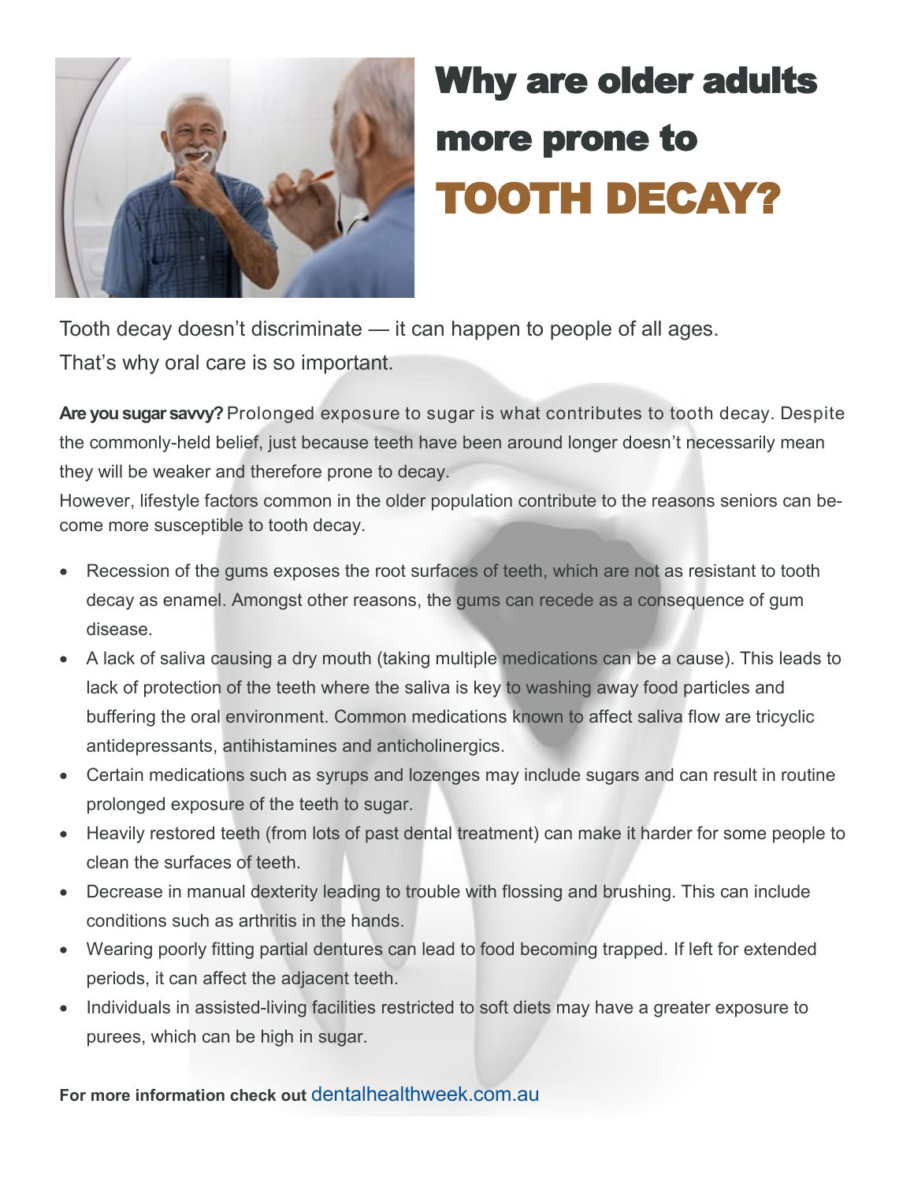# Why are older adults more prone to TOOTH DECAY?

Tooth decay doesn't discriminate — it can happen to people of all ages. That's why oral care is so important.

**Are you sugar savvy?** Prolonged exposure to sugar is what contributes to tooth decay. Despite the commonly-held belief, just because teeth have been around longer doesn't necessarily mean they will be weaker and therefore prone to decay.

However, lifestyle factors common in the older population contribute to the reasons seniors can become more susceptible to tooth decay.

- Recession of the gums exposes the root surfaces of teeth, which are not as resistant to tooth decay as enamel. Amongst other reasons, the gums can recede as a consequence of gum disease.
- A lack of saliva causing a dry mouth (taking multiple medications can be a cause). This leads to lack of protection of the teeth where the saliva is key to washing away food particles and buffering the oral environment. Common medications known to affect saliva flow are tricyclic antidepressants, antihistamines and anticholinergics.
- Certain medications such as syrups and lozenges may include sugars and can result in routine prolonged exposure of the teeth to sugar.
- Heavily restored teeth (from lots of past dental treatment) can make it harder for some people to clean the surfaces of teeth.
- Decrease in manual dexterity leading to trouble with flossing and brushing. This can include conditions such as arthritis in the hands.
- Wearing poorly fitting partial dentures can lead to food becoming trapped. If left for extended periods, it can affect the adjacent teeth.
- Individuals in assisted-living facilities restricted to soft diets may have a greater exposure to purees, which can be high in sugar.

**For more information check out** dentalhealthweek.com.au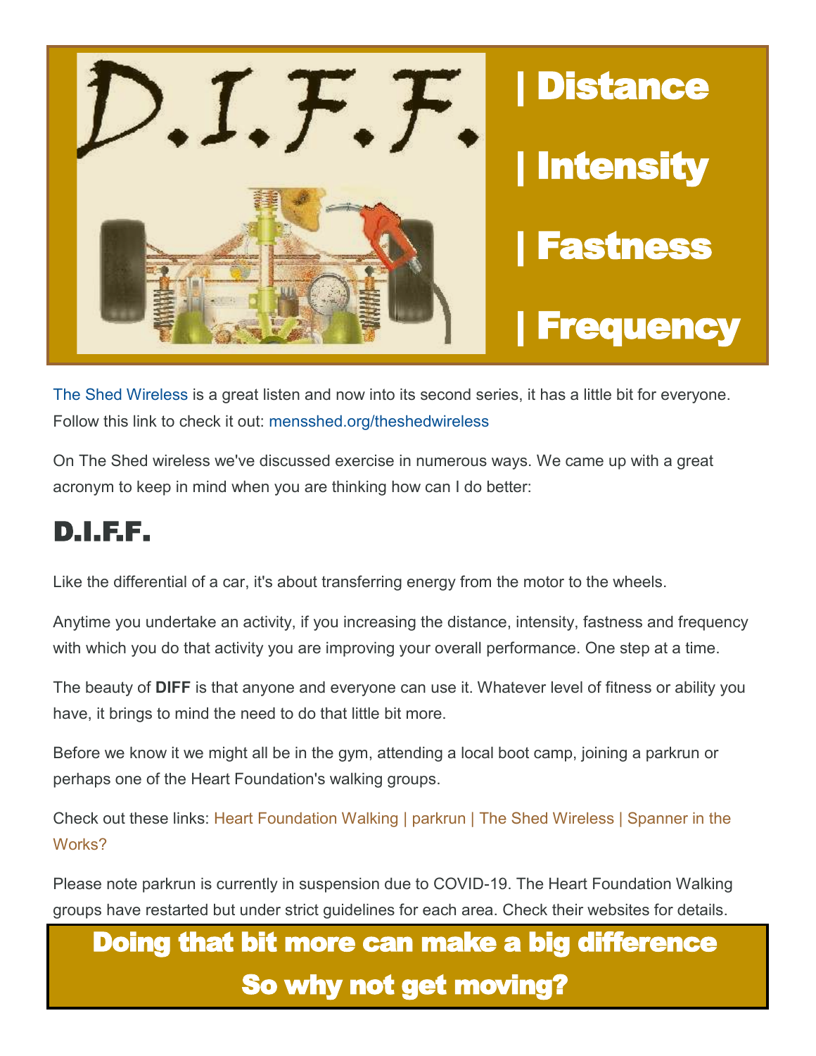| Distance

| Intensity

| Fastness

| Frequency

The Shed Wireless is a great listen and now into its second series, it has a little bit for everyone. Follow this link to check it out: mensshed.org/theshedwireless

On The Shed wireless we've discussed exercise in numerous ways. We came up with a great acronym to keep in mind when you are thinking how can I do better:

# D.I.F.F.

Like the differential of a car, it's about transferring energy from the motor to the wheels.

Anytime you undertake an activity, if you increasing the distance, intensity, fastness and frequency with which you do that activity you are improving your overall performance. One step at a time.

The beauty of **DIFF** is that anyone and everyone can use it. Whatever level of fitness or ability you have, it brings to mind the need to do that little bit more.

Before we know it we might all be in the gym, attending a local boot camp, joining a parkrun or perhaps one of the Heart Foundation's walking groups.

Check out these links: Heart Foundation Walking | parkrun | The Shed Wireless | Spanner in the Works?

Please note parkrun is currently in suspension due to COVID-19. The Heart Foundation Walking groups have restarted but under strict guidelines for each area. Check their websites for details.

**Doing that bit more can make a big difference**
**So why not get moving?**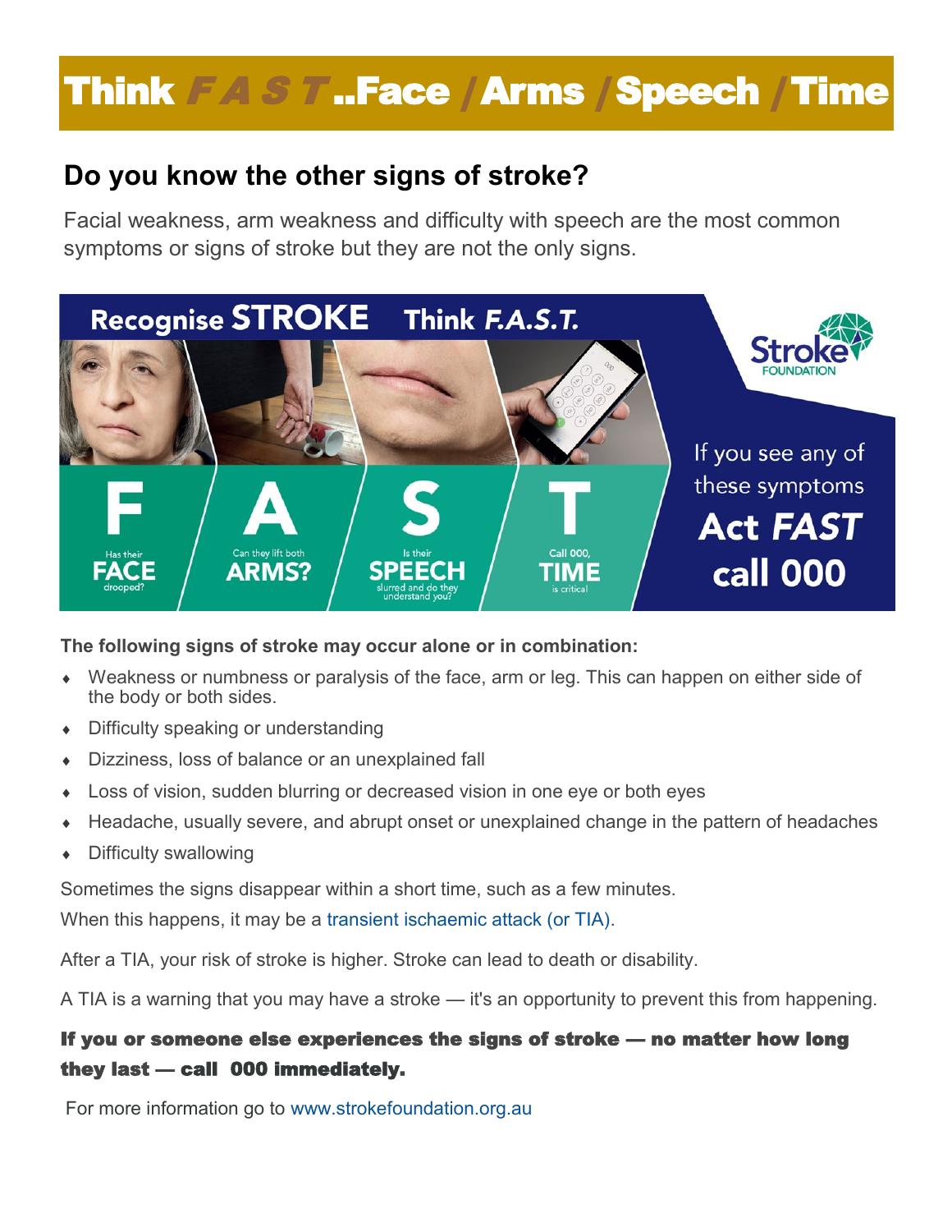# Think *F A S T*..Face / Arms / Speech / Time

## Do you know the other signs of stroke?

Facial weakness, arm weakness and difficulty with speech are the most common symptoms or signs of stroke but they are not the only signs.

Recognise STROKE Think *F.A.S.T.*

**F** Has their **FACE** drooped?

**A** Can they lift both **ARMS?**

**S** Is their **SPEECH** slurred and do they understand you?

**T** Call 000, **TIME** is critical

Stroke FOUNDATION

If you see any of these symptoms **Act *FAST* call 000**

**The following signs of stroke may occur alone or in combination:**

- Weakness or numbness or paralysis of the face, arm or leg. This can happen on either side of the body or both sides.
- Difficulty speaking or understanding
- Dizziness, loss of balance or an unexplained fall
- Loss of vision, sudden blurring or decreased vision in one eye or both eyes
- Headache, usually severe, and abrupt onset or unexplained change in the pattern of headaches
- Difficulty swallowing

Sometimes the signs disappear within a short time, such as a few minutes.

When this happens, it may be a transient ischaemic attack (or TIA).

After a TIA, your risk of stroke is higher. Stroke can lead to death or disability.

A TIA is a warning that you may have a stroke — it's an opportunity to prevent this from happening.

**If you or someone else experiences the signs of stroke — no matter how long they last — call 000 immediately.**

For more information go to www.strokefoundation.org.au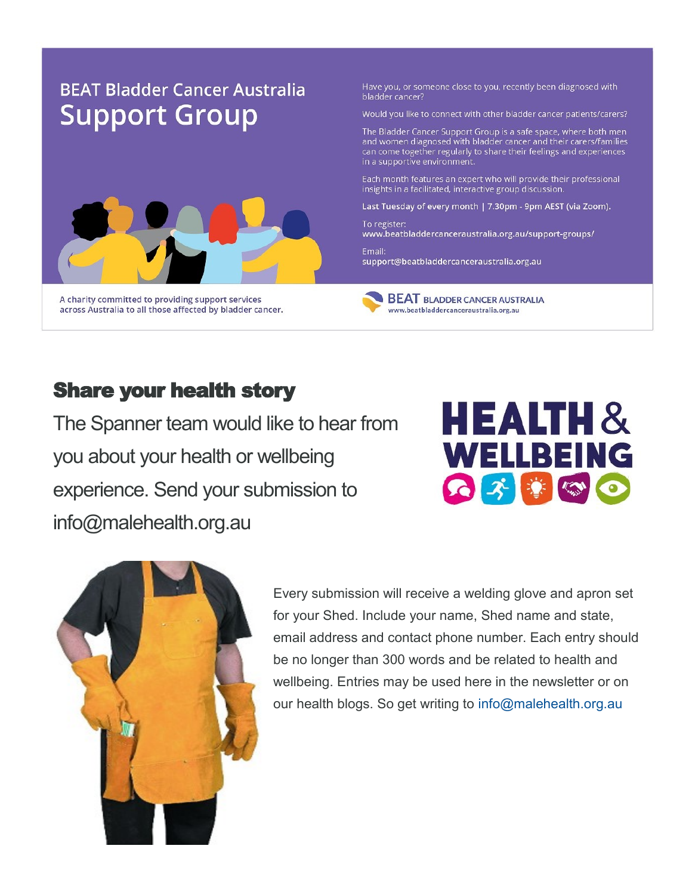## BEAT Bladder Cancer Australia

# Support Group

Have you, or someone close to you, recently been diagnosed with bladder cancer?

Would you like to connect with other bladder cancer patients/carers?

The Bladder Cancer Support Group is a safe space, where both men and women diagnosed with bladder cancer and their carers/families can come together regularly to share their feelings and experiences in a supportive environment.

Each month features an expert who will provide their professional insights in a facilitated, interactive group discussion.

**Last Tuesday of every month | 7.30pm - 9pm AEST (via Zoom).**

To register:
**www.beatbladdercanceraustralia.org.au/support-groups/**

Email:
**support@beatbladdercanceraustralia.org.au**

A charity committed to providing support services across Australia to all those affected by bladder cancer.

BEAT BLADDER CANCER AUSTRALIA
www.beatbladdercanceraustralia.org.au

## Share your health story

The Spanner team would like to hear from you about your health or wellbeing experience. Send your submission to info@malehealth.org.au

HEALTH & WELLBEING

Every submission will receive a welding glove and apron set for your Shed. Include your name, Shed name and state, email address and contact phone number. Each entry should be no longer than 300 words and be related to health and wellbeing. Entries may be used here in the newsletter or on our health blogs. So get writing to info@malehealth.org.au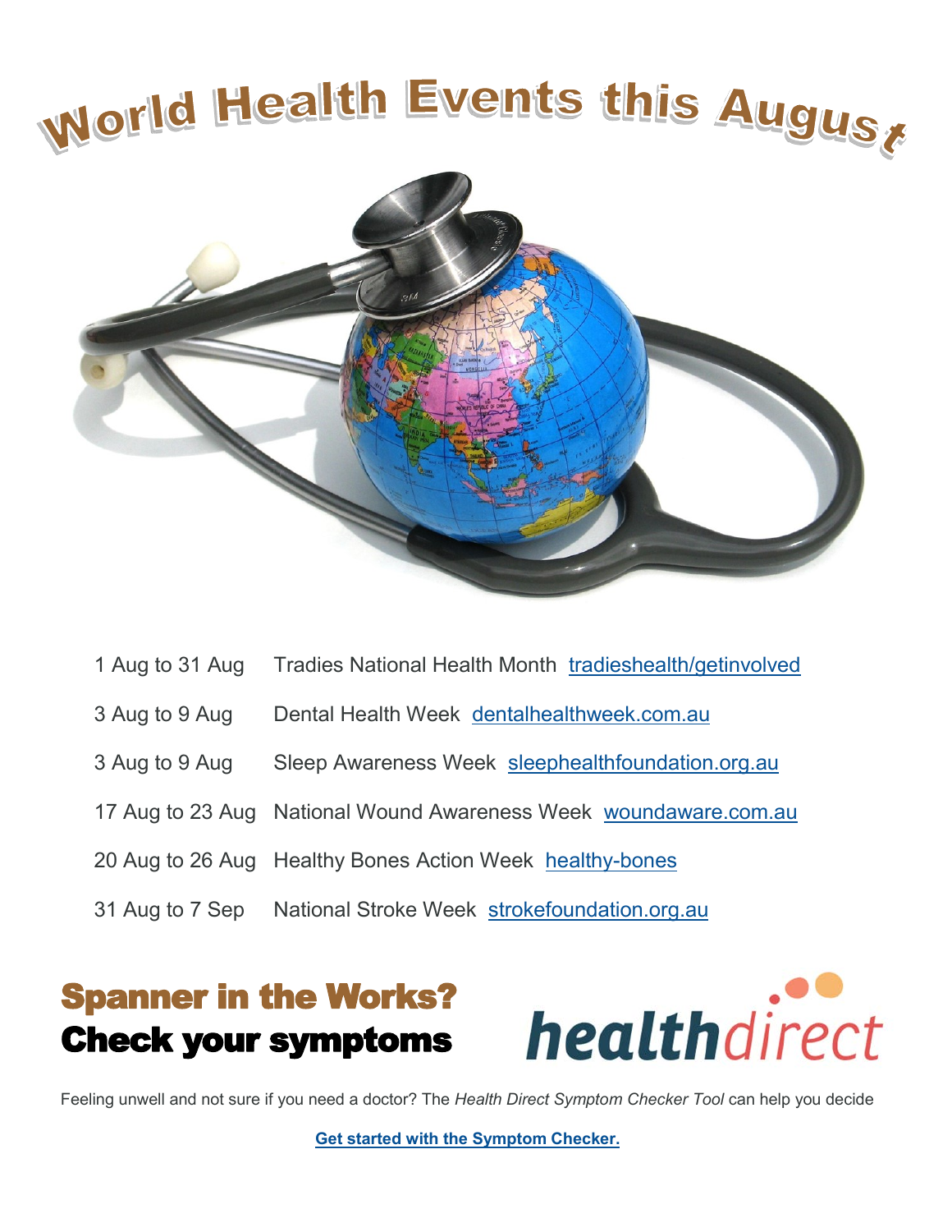# World Health Events this August

| | | |
|---|---|---|
| 1 Aug to 31 Aug | Tradies National Health Month | tradieshealth/getinvolved |
| 3 Aug to 9 Aug | Dental Health Week | dentalhealthweek.com.au |
| 3 Aug to 9 Aug | Sleep Awareness Week | sleephealthfoundation.org.au |
| 17 Aug to 23 Aug | National Wound Awareness Week | woundaware.com.au |
| 20 Aug to 26 Aug | Healthy Bones Action Week | healthy-bones |
| 31 Aug to 7 Sep | National Stroke Week | strokefoundation.org.au |

## Spanner in the Works?
## Check your symptoms

healthdirect

Feeling unwell and not sure if you need a doctor? The *Health Direct Symptom Checker Tool* can help you decide

**Get started with the Symptom Checker.**